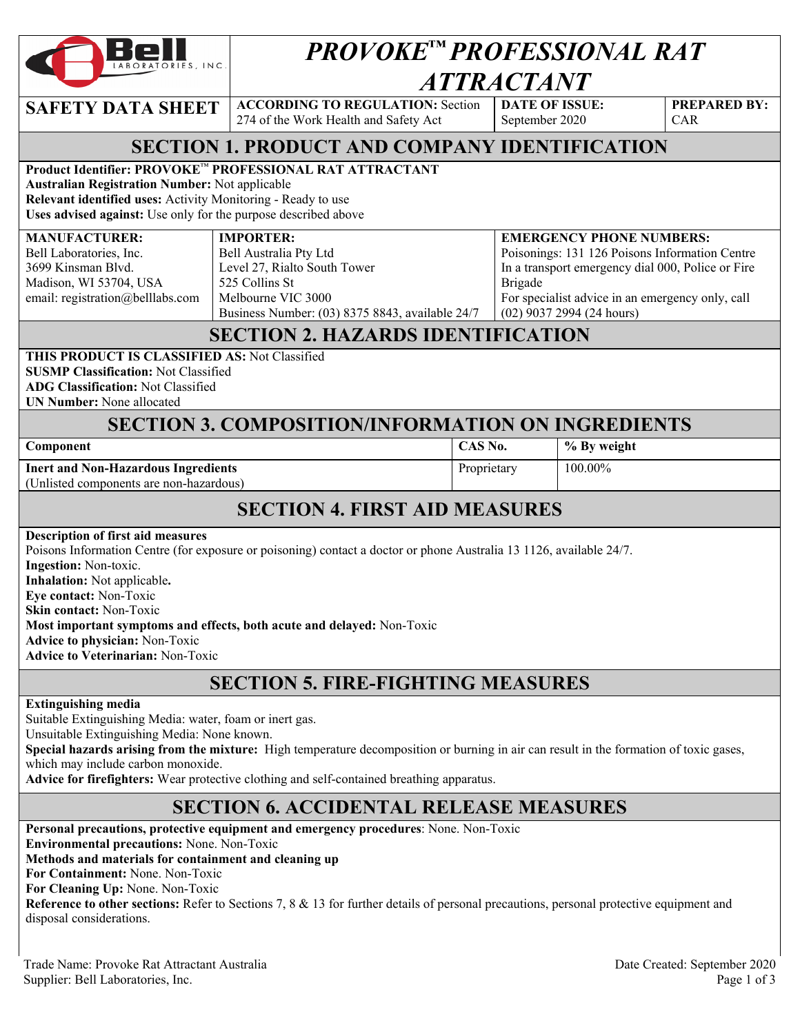# PROVOKE™ PROFESSIONAL RAT ATTRACTANT

| SAFETY DATA SHEET | ACCORDING TO REGULATION: Section 274 of the Work Health and Safety Act | DATE OF ISSUE: September 2020 | PREPARED BY: CAR |
|---|---|---|---|

## SECTION 1. PRODUCT AND COMPANY IDENTIFICATION

**Product Identifier: PROVOKE™ PROFESSIONAL RAT ATTRACTANT**
**Australian Registration Number:** Not applicable
**Relevant identified uses:** Activity Monitoring - Ready to use
**Uses advised against:** Use only for the purpose described above

| MANUFACTURER: | IMPORTER: | EMERGENCY PHONE NUMBERS: |
|---|---|---|
| Bell Laboratories, Inc.<br>3699 Kinsman Blvd.<br>Madison, WI 53704, USA<br>email: registration@belllabs.com | Bell Australia Pty Ltd<br>Level 27, Rialto South Tower<br>525 Collins St<br>Melbourne VIC 3000<br>Business Number: (03) 8375 8843, available 24/7 | Poisonings: 131 126 Poisons Information Centre<br>In a transport emergency dial 000, Police or Fire Brigade<br>For specialist advice in an emergency only, call (02) 9037 2994 (24 hours) |

## SECTION 2. HAZARDS IDENTIFICATION

**THIS PRODUCT IS CLASSIFIED AS:** Not Classified
**SUSMP Classification:** Not Classified
**ADG Classification:** Not Classified
**UN Number:** None allocated

## SECTION 3. COMPOSITION/INFORMATION ON INGREDIENTS

| Component | CAS No. | % By weight |
|---|---|---|
| **Inert and Non-Hazardous Ingredients**<br>(Unlisted components are non-hazardous) | Proprietary | 100.00% |

## SECTION 4. FIRST AID MEASURES

**Description of first aid measures**
Poisons Information Centre (for exposure or poisoning) contact a doctor or phone Australia 13 1126, available 24/7.
**Ingestion:** Non-toxic.
**Inhalation:** Not applicable**.**
**Eye contact:** Non-Toxic
**Skin contact:** Non-Toxic
**Most important symptoms and effects, both acute and delayed:** Non-Toxic
**Advice to physician:** Non-Toxic
**Advice to Veterinarian:** Non-Toxic

## SECTION 5. FIRE-FIGHTING MEASURES

**Extinguishing media**
Suitable Extinguishing Media: water, foam or inert gas.
Unsuitable Extinguishing Media: None known.
**Special hazards arising from the mixture:** High temperature decomposition or burning in air can result in the formation of toxic gases, which may include carbon monoxide.
**Advice for firefighters:** Wear protective clothing and self-contained breathing apparatus.

## SECTION 6. ACCIDENTAL RELEASE MEASURES

**Personal precautions, protective equipment and emergency procedures**: None. Non-Toxic
**Environmental precautions:** None. Non-Toxic
**Methods and materials for containment and cleaning up**
**For Containment:** None. Non-Toxic
**For Cleaning Up:** None. Non-Toxic
**Reference to other sections:** Refer to Sections 7, 8 & 13 for further details of personal precautions, personal protective equipment and disposal considerations.

Trade Name: Provoke Rat Attractant Australia
Supplier: Bell Laboratories, Inc.
Date Created: September 2020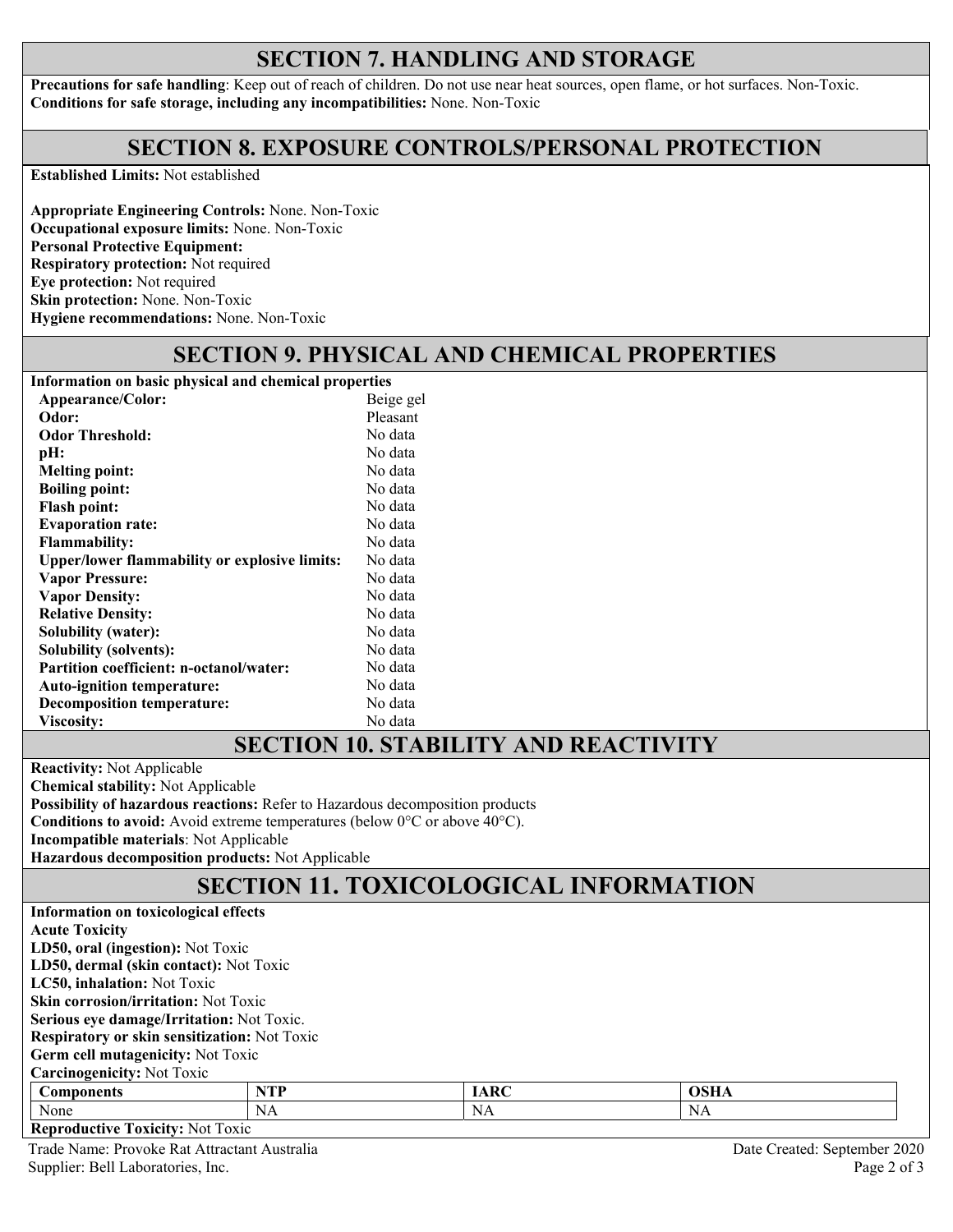## SECTION 7. HANDLING AND STORAGE

**Precautions for safe handling**: Keep out of reach of children. Do not use near heat sources, open flame, or hot surfaces. Non-Toxic.
**Conditions for safe storage, including any incompatibilities:** None. Non-Toxic

## SECTION 8. EXPOSURE CONTROLS/PERSONAL PROTECTION

**Established Limits:** Not established

**Appropriate Engineering Controls:** None. Non-Toxic
**Occupational exposure limits:** None. Non-Toxic
**Personal Protective Equipment:**
**Respiratory protection:** Not required
**Eye protection:** Not required
**Skin protection:** None. Non-Toxic
**Hygiene recommendations:** None. Non-Toxic

## SECTION 9. PHYSICAL AND CHEMICAL PROPERTIES

**Information on basic physical and chemical properties**

| Property | Value |
|---|---|
| **Appearance/Color:** | Beige gel |
| **Odor:** | Pleasant |
| **Odor Threshold:** | No data |
| **pH:** | No data |
| **Melting point:** | No data |
| **Boiling point:** | No data |
| **Flash point:** | No data |
| **Evaporation rate:** | No data |
| **Flammability:** | No data |
| **Upper/lower flammability or explosive limits:** | No data |
| **Vapor Pressure:** | No data |
| **Vapor Density:** | No data |
| **Relative Density:** | No data |
| **Solubility (water):** | No data |
| **Solubility (solvents):** | No data |
| **Partition coefficient: n-octanol/water:** | No data |
| **Auto-ignition temperature:** | No data |
| **Decomposition temperature:** | No data |
| **Viscosity:** | No data |

## SECTION 10. STABILITY AND REACTIVITY

**Reactivity:** Not Applicable
**Chemical stability:** Not Applicable
**Possibility of hazardous reactions:** Refer to Hazardous decomposition products
**Conditions to avoid:** Avoid extreme temperatures (below 0°C or above 40°C).
**Incompatible materials**: Not Applicable
**Hazardous decomposition products:** Not Applicable

## SECTION 11. TOXICOLOGICAL INFORMATION

**Information on toxicological effects**
**Acute Toxicity**
**LD50, oral (ingestion):** Not Toxic
**LD50, dermal (skin contact):** Not Toxic
**LC50, inhalation:** Not Toxic
**Skin corrosion/irritation:** Not Toxic
**Serious eye damage/Irritation:** Not Toxic.
**Respiratory or skin sensitization:** Not Toxic
**Germ cell mutagenicity:** Not Toxic
**Carcinogenicity:** Not Toxic

| Components | NTP | IARC | OSHA |
|---|---|---|---|
| None | NA | NA | NA |

**Reproductive Toxicity:** Not Toxic

Trade Name: Provoke Rat Attractant Australia
Supplier: Bell Laboratories, Inc.
Date Created: September 2020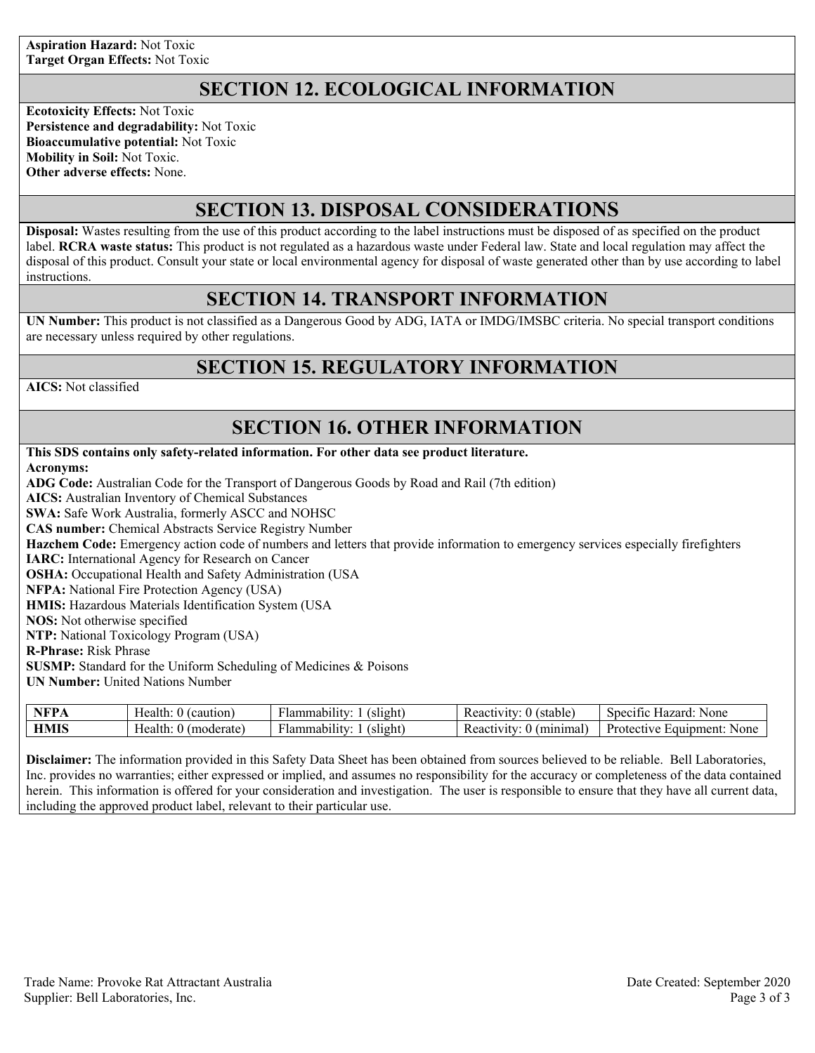**Aspiration Hazard:** Not Toxic
**Target Organ Effects:** Not Toxic

## SECTION 12. ECOLOGICAL INFORMATION

**Ecotoxicity Effects:** Not Toxic
**Persistence and degradability:** Not Toxic
**Bioaccumulative potential:** Not Toxic
**Mobility in Soil:** Not Toxic.
**Other adverse effects:** None.

## SECTION 13. DISPOSAL CONSIDERATIONS

**Disposal:** Wastes resulting from the use of this product according to the label instructions must be disposed of as specified on the product label. **RCRA waste status:** This product is not regulated as a hazardous waste under Federal law. State and local regulation may affect the disposal of this product. Consult your state or local environmental agency for disposal of waste generated other than by use according to label instructions.

## SECTION 14. TRANSPORT INFORMATION

**UN Number:** This product is not classified as a Dangerous Good by ADG, IATA or IMDG/IMSBC criteria. No special transport conditions are necessary unless required by other regulations.

## SECTION 15. REGULATORY INFORMATION

**AICS:** Not classified

## SECTION 16. OTHER INFORMATION

**This SDS contains only safety-related information. For other data see product literature.**
**Acronyms:**
**ADG Code:** Australian Code for the Transport of Dangerous Goods by Road and Rail (7th edition)
**AICS:** Australian Inventory of Chemical Substances
**SWA:** Safe Work Australia, formerly ASCC and NOHSC
**CAS number:** Chemical Abstracts Service Registry Number
**Hazchem Code:** Emergency action code of numbers and letters that provide information to emergency services especially firefighters
**IARC:** International Agency for Research on Cancer
**OSHA:** Occupational Health and Safety Administration (USA
**NFPA:** National Fire Protection Agency (USA)
**HMIS:** Hazardous Materials Identification System (USA
**NOS:** Not otherwise specified
**NTP:** National Toxicology Program (USA)
**R-Phrase:** Risk Phrase
**SUSMP:** Standard for the Uniform Scheduling of Medicines & Poisons
**UN Number:** United Nations Number

| | | | | |
|---|---|---|---|---|
| **NFPA** | Health: 0 (caution) | Flammability: 1 (slight) | Reactivity: 0 (stable) | Specific Hazard: None |
| **HMIS** | Health: 0 (moderate) | Flammability: 1 (slight) | Reactivity: 0 (minimal) | Protective Equipment: None |

**Disclaimer:** The information provided in this Safety Data Sheet has been obtained from sources believed to be reliable. Bell Laboratories, Inc. provides no warranties; either expressed or implied, and assumes no responsibility for the accuracy or completeness of the data contained herein. This information is offered for your consideration and investigation. The user is responsible to ensure that they have all current data, including the approved product label, relevant to their particular use.